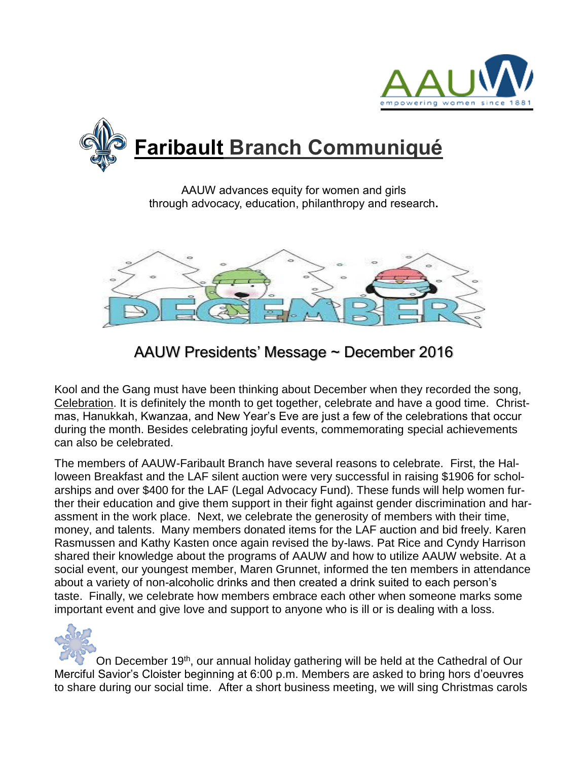# Faribault Branch Communiqué

AAUW advances equity for women and girls
through advocacy, education, philanthropy and research.

## AAUW Presidents' Message ~ December 2016

Kool and the Gang must have been thinking about December when they recorded the song, Celebration. It is definitely the month to get together, celebrate and have a good time. Christmas, Hanukkah, Kwanzaa, and New Year's Eve are just a few of the celebrations that occur during the month. Besides celebrating joyful events, commemorating special achievements can also be celebrated.

The members of AAUW-Faribault Branch have several reasons to celebrate. First, the Halloween Breakfast and the LAF silent auction were very successful in raising $1906 for scholarships and over $400 for the LAF (Legal Advocacy Fund). These funds will help women further their education and give them support in their fight against gender discrimination and harassment in the work place. Next, we celebrate the generosity of members with their time, money, and talents. Many members donated items for the LAF auction and bid freely. Karen Rasmussen and Kathy Kasten once again revised the by-laws. Pat Rice and Cyndy Harrison shared their knowledge about the programs of AAUW and how to utilize AAUW website. At a social event, our youngest member, Maren Grunnet, informed the ten members in attendance about a variety of non-alcoholic drinks and then created a drink suited to each person's taste. Finally, we celebrate how members embrace each other when someone marks some important event and give love and support to anyone who is ill or is dealing with a loss.

On December 19th, our annual holiday gathering will be held at the Cathedral of Our Merciful Savior's Cloister beginning at 6:00 p.m. Members are asked to bring hors d'oeuvres to share during our social time. After a short business meeting, we will sing Christmas carols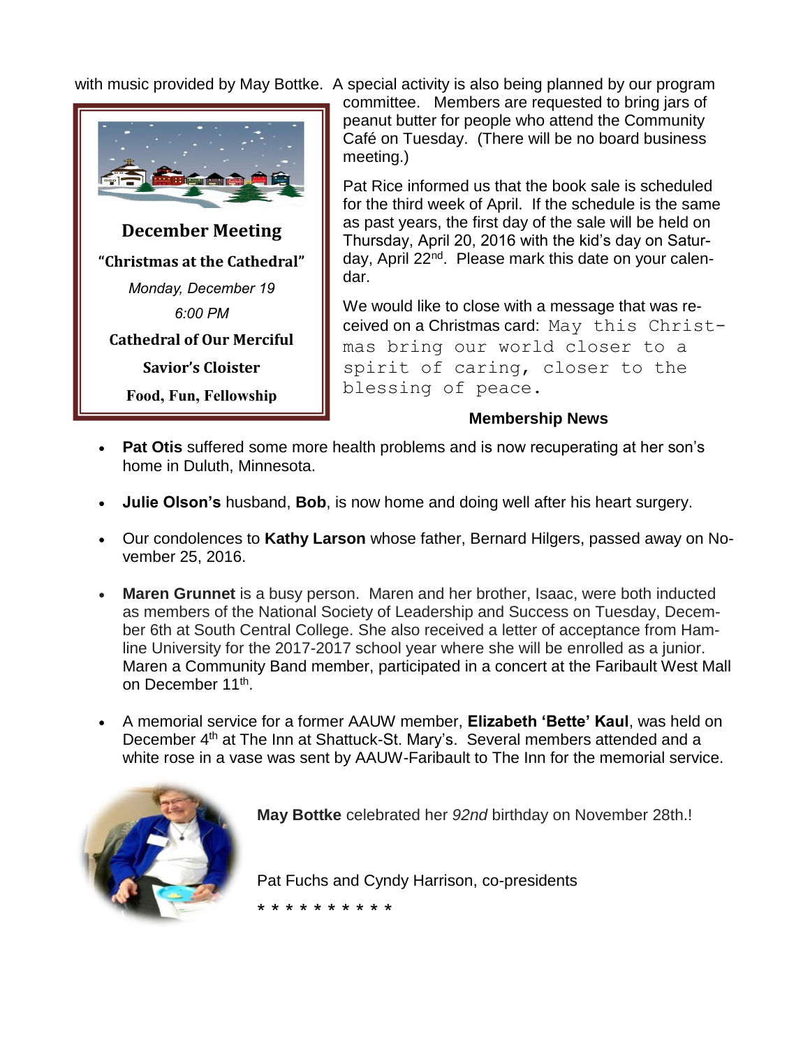with music provided by May Bottke. A special activity is also being planned by our program committee. Members are requested to bring jars of peanut butter for people who attend the Community Café on Tuesday. (There will be no board business meeting.)

**December Meeting**

**"Christmas at the Cathedral"**

*Monday, December 19*

*6:00 PM*

**Cathedral of Our Merciful Savior's Cloister**

**Food, Fun, Fellowship**

Pat Rice informed us that the book sale is scheduled for the third week of April. If the schedule is the same as past years, the first day of the sale will be held on Thursday, April 20, 2016 with the kid's day on Saturday, April 22nd. Please mark this date on your calendar.

We would like to close with a message that was received on a Christmas card: May this Christmas bring our world closer to a spirit of caring, closer to the blessing of peace.

**Membership News**

- **Pat Otis** suffered some more health problems and is now recuperating at her son's home in Duluth, Minnesota.
- **Julie Olson's** husband, **Bob**, is now home and doing well after his heart surgery.
- Our condolences to **Kathy Larson** whose father, Bernard Hilgers, passed away on November 25, 2016.
- **Maren Grunnet** is a busy person. Maren and her brother, Isaac, were both inducted as members of the National Society of Leadership and Success on Tuesday, December 6th at South Central College. She also received a letter of acceptance from Hamline University for the 2017-2017 school year where she will be enrolled as a junior. Maren a Community Band member, participated in a concert at the Faribault West Mall on December 11th.
- A memorial service for a former AAUW member, **Elizabeth 'Bette' Kaul**, was held on December 4th at The Inn at Shattuck-St. Mary's. Several members attended and a white rose in a vase was sent by AAUW-Faribault to The Inn for the memorial service.

**May Bottke** celebrated her *92nd* birthday on November 28th.!

Pat Fuchs and Cyndy Harrison, co-presidents

* * * * * * * * * *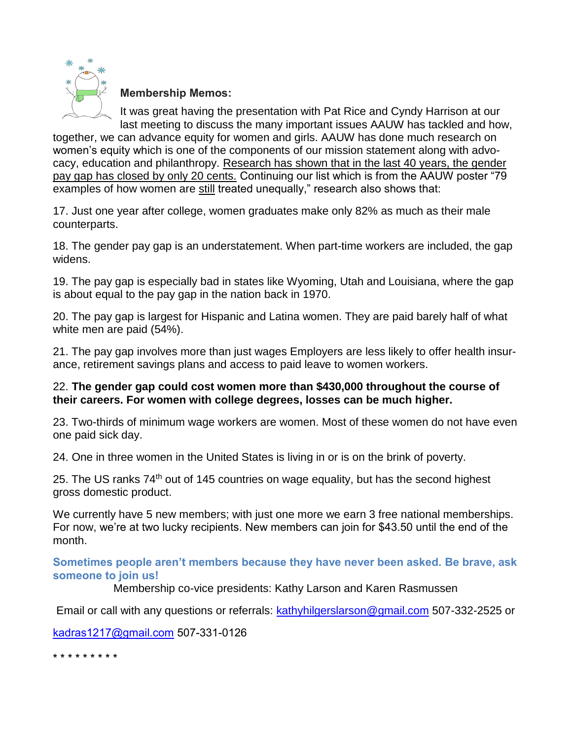**Membership Memos:**

It was great having the presentation with Pat Rice and Cyndy Harrison at our last meeting to discuss the many important issues AAUW has tackled and how, together, we can advance equity for women and girls. AAUW has done much research on women's equity which is one of the components of our mission statement along with advocacy, education and philanthropy. Research has shown that in the last 40 years, the gender pay gap has closed by only 20 cents. Continuing our list which is from the AAUW poster "79 examples of how women are still treated unequally," research also shows that:

17. Just one year after college, women graduates make only 82% as much as their male counterparts.

18. The gender pay gap is an understatement. When part-time workers are included, the gap widens.

19. The pay gap is especially bad in states like Wyoming, Utah and Louisiana, where the gap is about equal to the pay gap in the nation back in 1970.

20. The pay gap is largest for Hispanic and Latina women. They are paid barely half of what white men are paid (54%).

21. The pay gap involves more than just wages Employers are less likely to offer health insurance, retirement savings plans and access to paid leave to women workers.

22. **The gender gap could cost women more than $430,000 throughout the course of their careers. For women with college degrees, losses can be much higher.**

23. Two-thirds of minimum wage workers are women. Most of these women do not have even one paid sick day.

24. One in three women in the United States is living in or is on the brink of poverty.

25. The US ranks 74th out of 145 countries on wage equality, but has the second highest gross domestic product.

We currently have 5 new members; with just one more we earn 3 free national memberships. For now, we're at two lucky recipients. New members can join for $43.50 until the end of the month.

**Sometimes people aren't members because they have never been asked. Be brave, ask someone to join us!**

Membership co-vice presidents: Kathy Larson and Karen Rasmussen

Email or call with any questions or referrals: kathyhilgerslarson@gmail.com 507-332-2525 or

kadras1217@gmail.com 507-331-0126

* * * * * * * * *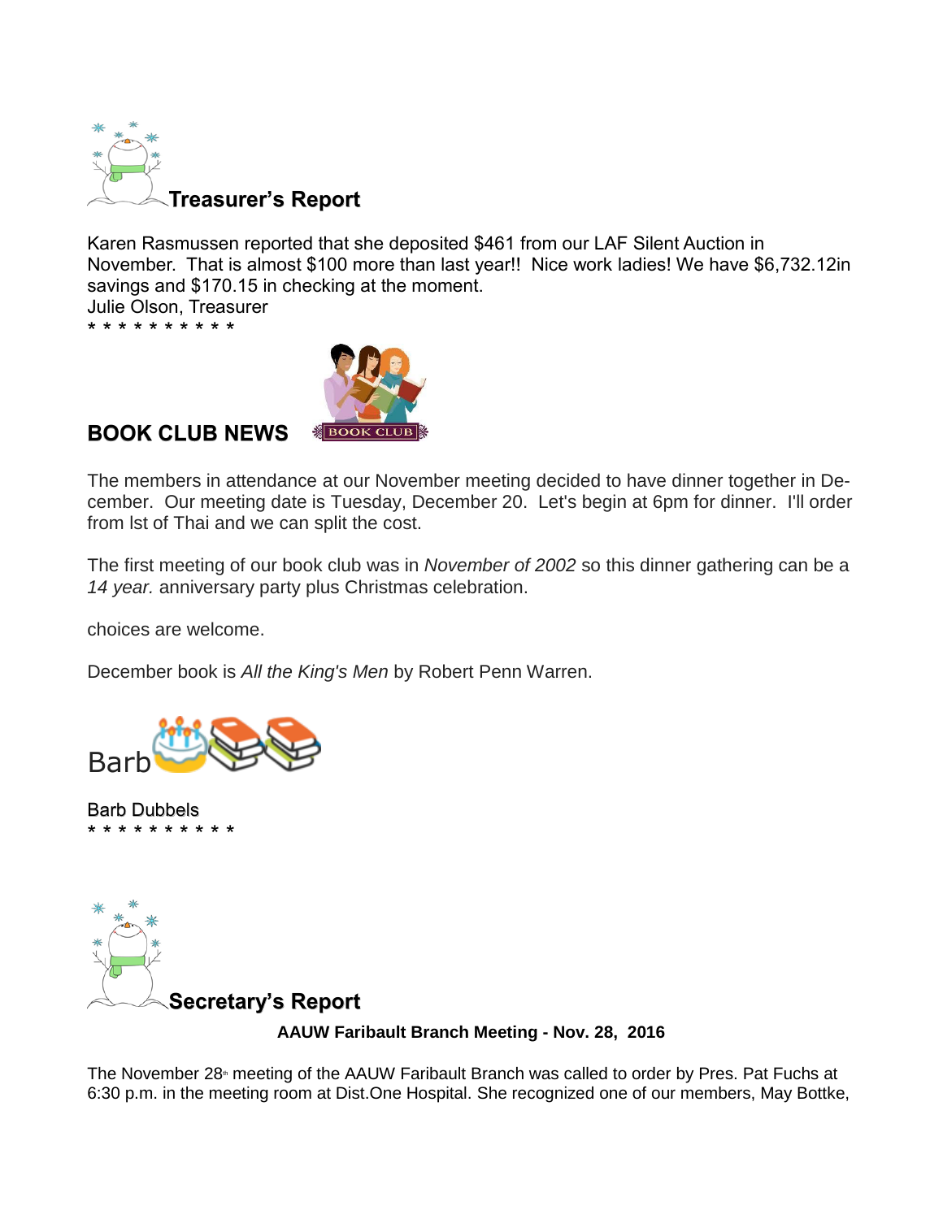## Treasurer's Report

Karen Rasmussen reported that she deposited $461 from our LAF Silent Auction in November. That is almost $100 more than last year!! Nice work ladies! We have $6,732.12in savings and $170.15 in checking at the moment.
Julie Olson, Treasurer
* * * * * * * * * *

## BOOK CLUB NEWS

The members in attendance at our November meeting decided to have dinner together in December. Our meeting date is Tuesday, December 20. Let's begin at 6pm for dinner. I'll order from lst of Thai and we can split the cost.

The first meeting of our book club was in *November of 2002* so this dinner gathering can be a *14 year.* anniversary party plus Christmas celebration.

choices are welcome.

December book is *All the King's Men* by Robert Penn Warren.

Barb

Barb Dubbels
* * * * * * * * * *

## Secretary's Report

**AAUW Faribault Branch Meeting - Nov. 28, 2016**

The November 28th meeting of the AAUW Faribault Branch was called to order by Pres. Pat Fuchs at 6:30 p.m. in the meeting room at Dist.One Hospital. She recognized one of our members, May Bottke,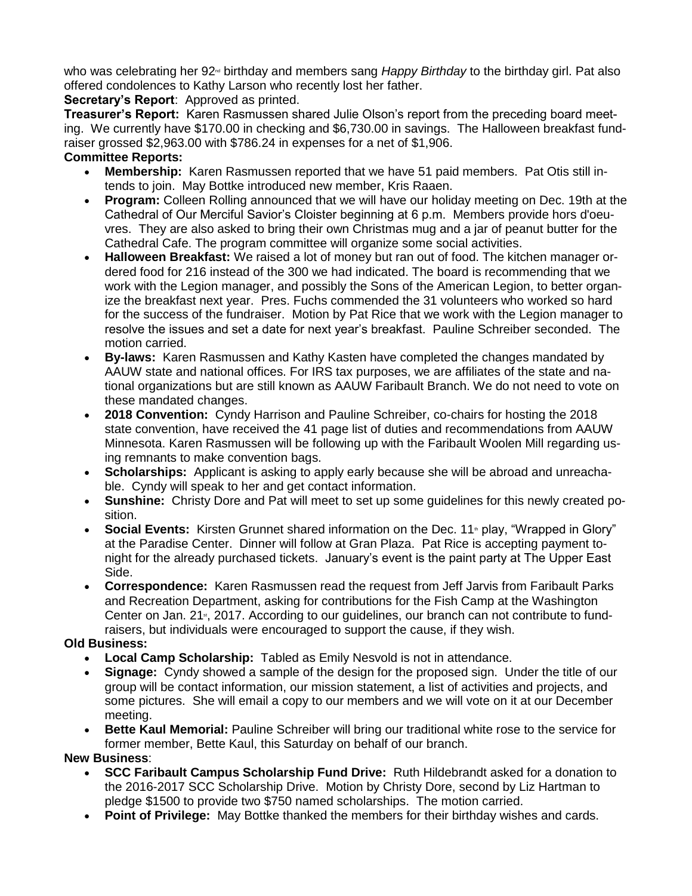who was celebrating her 92nd birthday and members sang *Happy Birthday* to the birthday girl. Pat also offered condolences to Kathy Larson who recently lost her father.

**Secretary's Report**: Approved as printed.

**Treasurer's Report:** Karen Rasmussen shared Julie Olson's report from the preceding board meeting. We currently have $170.00 in checking and $6,730.00 in savings. The Halloween breakfast fundraiser grossed $2,963.00 with $786.24 in expenses for a net of $1,906.

**Committee Reports:**

- **Membership:** Karen Rasmussen reported that we have 51 paid members. Pat Otis still intends to join. May Bottke introduced new member, Kris Raaen.
- **Program:** Colleen Rolling announced that we will have our holiday meeting on Dec. 19th at the Cathedral of Our Merciful Savior's Cloister beginning at 6 p.m. Members provide hors d'oeuvres. They are also asked to bring their own Christmas mug and a jar of peanut butter for the Cathedral Cafe. The program committee will organize some social activities.
- **Halloween Breakfast:** We raised a lot of money but ran out of food. The kitchen manager ordered food for 216 instead of the 300 we had indicated. The board is recommending that we work with the Legion manager, and possibly the Sons of the American Legion, to better organize the breakfast next year. Pres. Fuchs commended the 31 volunteers who worked so hard for the success of the fundraiser. Motion by Pat Rice that we work with the Legion manager to resolve the issues and set a date for next year's breakfast. Pauline Schreiber seconded. The motion carried.
- **By-laws:** Karen Rasmussen and Kathy Kasten have completed the changes mandated by AAUW state and national offices. For IRS tax purposes, we are affiliates of the state and national organizations but are still known as AAUW Faribault Branch. We do not need to vote on these mandated changes.
- **2018 Convention:** Cyndy Harrison and Pauline Schreiber, co-chairs for hosting the 2018 state convention, have received the 41 page list of duties and recommendations from AAUW Minnesota. Karen Rasmussen will be following up with the Faribault Woolen Mill regarding using remnants to make convention bags.
- **Scholarships:** Applicant is asking to apply early because she will be abroad and unreachable. Cyndy will speak to her and get contact information.
- **Sunshine:** Christy Dore and Pat will meet to set up some guidelines for this newly created position.
- **Social Events:** Kirsten Grunnet shared information on the Dec. 11th play, "Wrapped in Glory" at the Paradise Center. Dinner will follow at Gran Plaza. Pat Rice is accepting payment tonight for the already purchased tickets. January's event is the paint party at The Upper East Side.
- **Correspondence:** Karen Rasmussen read the request from Jeff Jarvis from Faribault Parks and Recreation Department, asking for contributions for the Fish Camp at the Washington Center on Jan. 21st, 2017. According to our guidelines, our branch can not contribute to fundraisers, but individuals were encouraged to support the cause, if they wish.

**Old Business:**

- **Local Camp Scholarship:** Tabled as Emily Nesvold is not in attendance.
- **Signage:** Cyndy showed a sample of the design for the proposed sign. Under the title of our group will be contact information, our mission statement, a list of activities and projects, and some pictures. She will email a copy to our members and we will vote on it at our December meeting.
- **Bette Kaul Memorial:** Pauline Schreiber will bring our traditional white rose to the service for former member, Bette Kaul, this Saturday on behalf of our branch.

**New Business**:

- **SCC Faribault Campus Scholarship Fund Drive:** Ruth Hildebrandt asked for a donation to the 2016-2017 SCC Scholarship Drive. Motion by Christy Dore, second by Liz Hartman to pledge $1500 to provide two $750 named scholarships. The motion carried.
- **Point of Privilege:** May Bottke thanked the members for their birthday wishes and cards.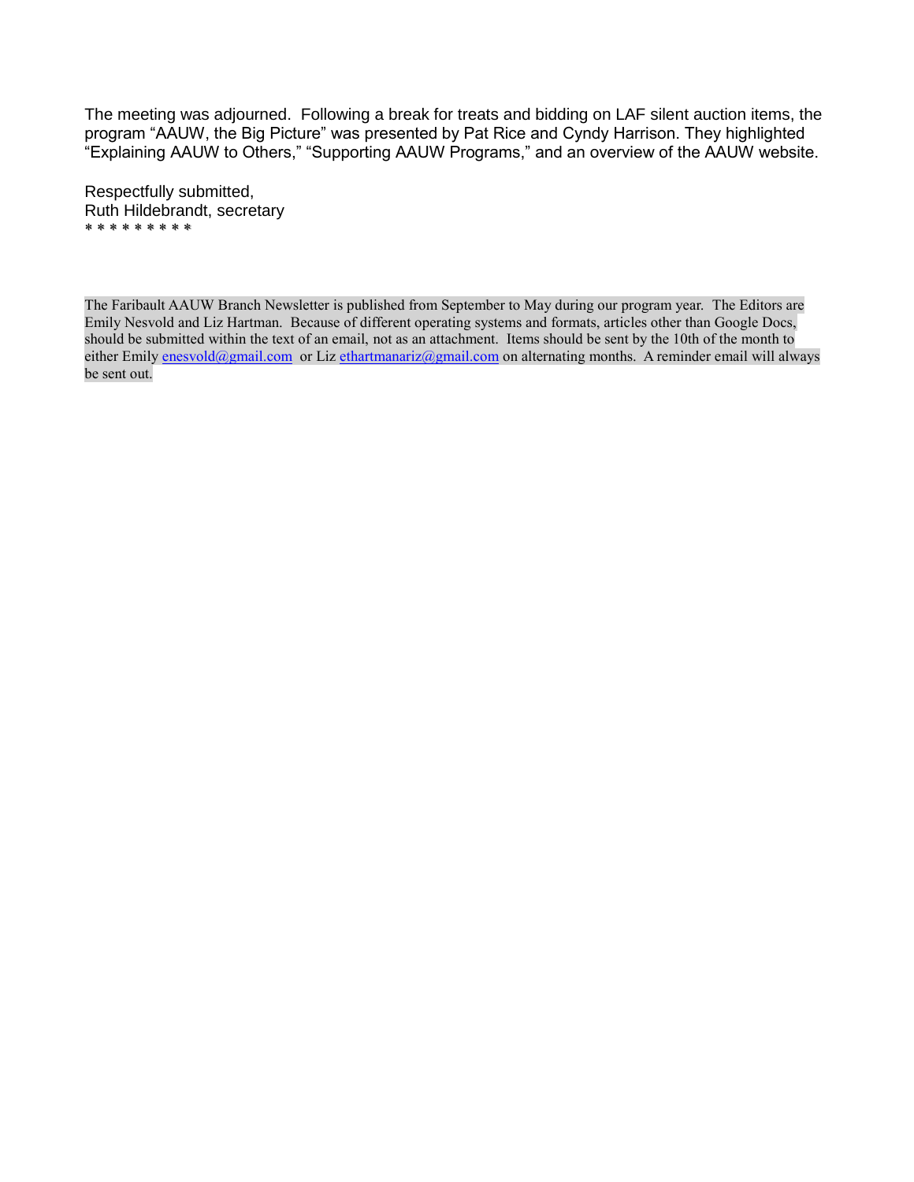The meeting was adjourned. Following a break for treats and bidding on LAF silent auction items, the program “AAUW, the Big Picture” was presented by Pat Rice and Cyndy Harrison. They highlighted “Explaining AAUW to Others,” “Supporting AAUW Programs,” and an overview of the AAUW website.

Respectfully submitted,
Ruth Hildebrandt, secretary
* * * * * * * * *

The Faribault AAUW Branch Newsletter is published from September to May during our program year. The Editors are Emily Nesvold and Liz Hartman. Because of different operating systems and formats, articles other than Google Docs, should be submitted within the text of an email, not as an attachment. Items should be sent by the 10th of the month to either Emily enesvold@gmail.com or Liz ethartmanariz@gmail.com on alternating months. A reminder email will always be sent out.